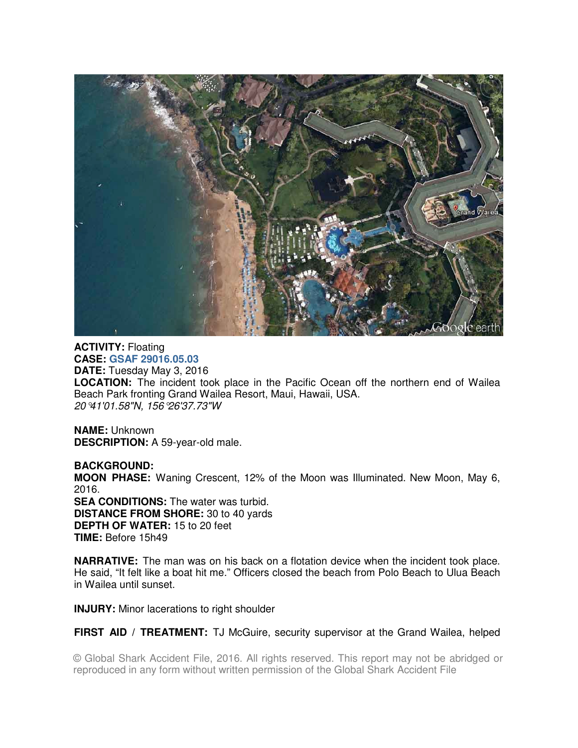**ACTIVITY:** Floating
**CASE:** **GSAF 29016.05.03**
**DATE:** Tuesday May 3, 2016
**LOCATION:** The incident took place in the Pacific Ocean off the northern end of Wailea Beach Park fronting Grand Wailea Resort, Maui, Hawaii, USA.
*20°41'01.58"N, 156°26'37.73"W*

**NAME:** Unknown
**DESCRIPTION:** A 59-year-old male.

**BACKGROUND:**
**MOON PHASE:** Waning Crescent, 12% of the Moon was Illuminated. New Moon, May 6, 2016.
**SEA CONDITIONS:** The water was turbid.
**DISTANCE FROM SHORE:** 30 to 40 yards
**DEPTH OF WATER:** 15 to 20 feet
**TIME:** Before 15h49

**NARRATIVE:** The man was on his back on a flotation device when the incident took place. He said, "It felt like a boat hit me." Officers closed the beach from Polo Beach to Ulua Beach in Wailea until sunset.

**INJURY:** Minor lacerations to right shoulder

**FIRST AID / TREATMENT:** TJ McGuire, security supervisor at the Grand Wailea, helped

© Global Shark Accident File, 2016. All rights reserved. This report may not be abridged or reproduced in any form without written permission of the Global Shark Accident File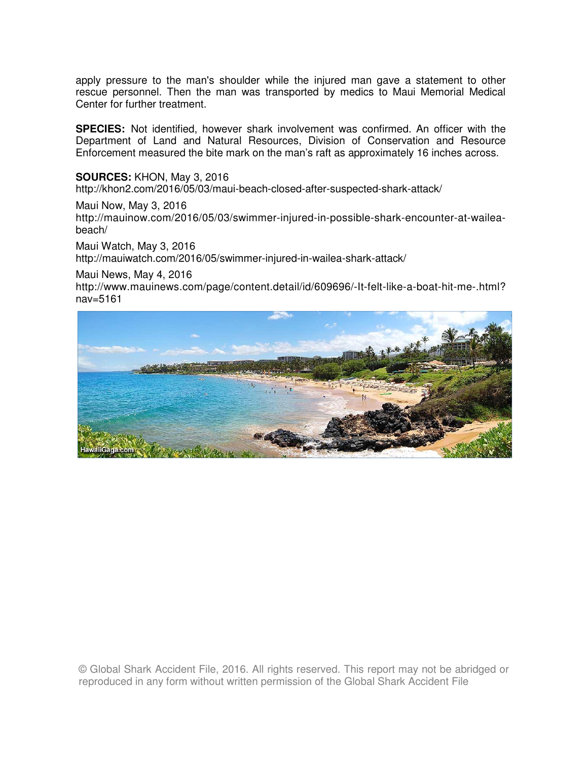apply pressure to the man's shoulder while the injured man gave a statement to other rescue personnel. Then the man was transported by medics to Maui Memorial Medical Center for further treatment.

**SPECIES:** Not identified, however shark involvement was confirmed. An officer with the Department of Land and Natural Resources, Division of Conservation and Resource Enforcement measured the bite mark on the man's raft as approximately 16 inches across.

**SOURCES:** KHON, May 3, 2016
http://khon2.com/2016/05/03/maui-beach-closed-after-suspected-shark-attack/

Maui Now, May 3, 2016
http://mauinow.com/2016/05/03/swimmer-injured-in-possible-shark-encounter-at-wailea-beach/

Maui Watch, May 3, 2016
http://mauiwatch.com/2016/05/swimmer-injured-in-wailea-shark-attack/

Maui News, May 4, 2016
http://www.mauinews.com/page/content.detail/id/609696/-It-felt-like-a-boat-hit-me-.html?nav=5161

© Global Shark Accident File, 2016. All rights reserved. This report may not be abridged or reproduced in any form without written permission of the Global Shark Accident File